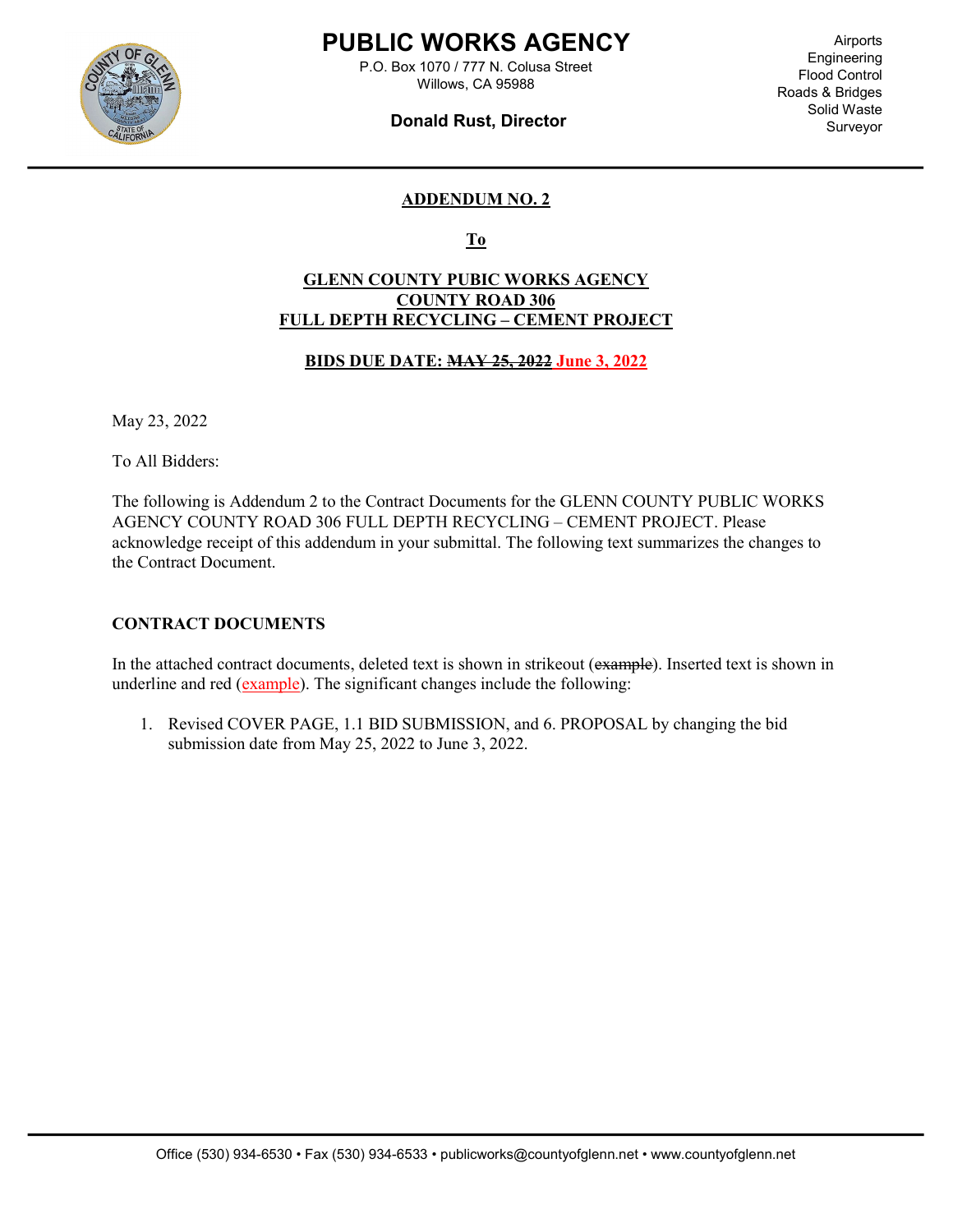# PUBLIC WORKS AGENCY

P.O. Box 1070 / 777 N. Colusa Street
Willows, CA 95988

**Donald Rust, Director**

Airports
Engineering
Flood Control
Roads & Bridges
Solid Waste
Surveyor

## ADDENDUM NO. 2

**To**

**GLENN COUNTY PUBIC WORKS AGENCY**
**COUNTY ROAD 306**
**FULL DEPTH RECYCLING – CEMENT PROJECT**

**BIDS DUE DATE: ~~MAY 25, 2022~~ June 3, 2022**

May 23, 2022

To All Bidders:

The following is Addendum 2 to the Contract Documents for the GLENN COUNTY PUBLIC WORKS AGENCY COUNTY ROAD 306 FULL DEPTH RECYCLING – CEMENT PROJECT. Please acknowledge receipt of this addendum in your submittal. The following text summarizes the changes to the Contract Document.

### CONTRACT DOCUMENTS

In the attached contract documents, deleted text is shown in strikeout (~~example~~). Inserted text is shown in underline and red (<u>example</u>). The significant changes include the following:

1. Revised COVER PAGE, 1.1 BID SUBMISSION, and 6. PROPOSAL by changing the bid submission date from May 25, 2022 to June 3, 2022.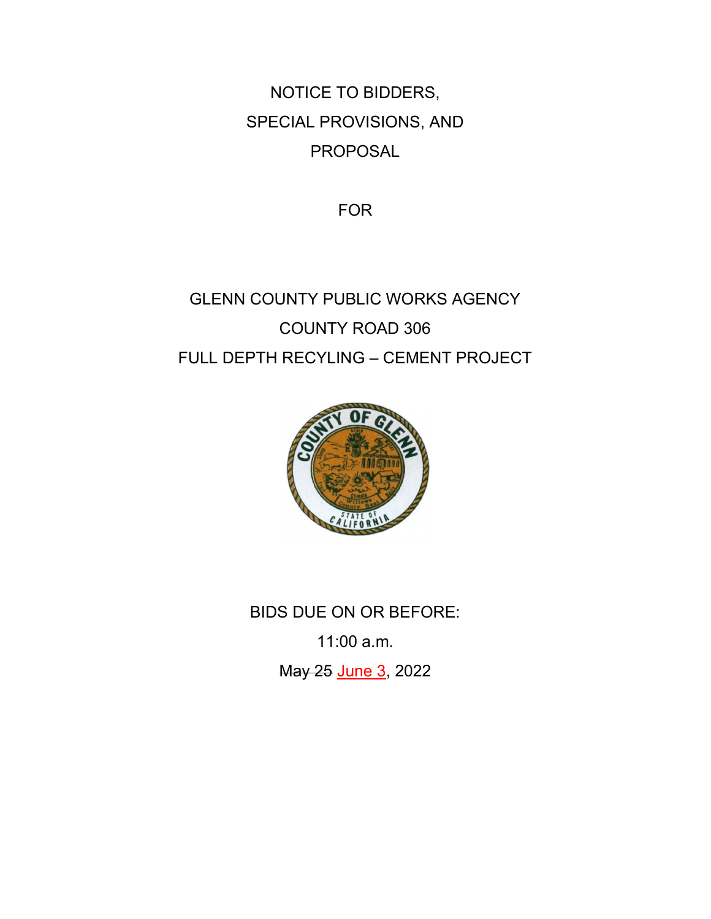NOTICE TO BIDDERS,

SPECIAL PROVISIONS, AND

PROPOSAL

FOR

GLENN COUNTY PUBLIC WORKS AGENCY

COUNTY ROAD 306

FULL DEPTH RECYLING – CEMENT PROJECT

BIDS DUE ON OR BEFORE:

11:00 a.m.

~~May 25~~ June 3, 2022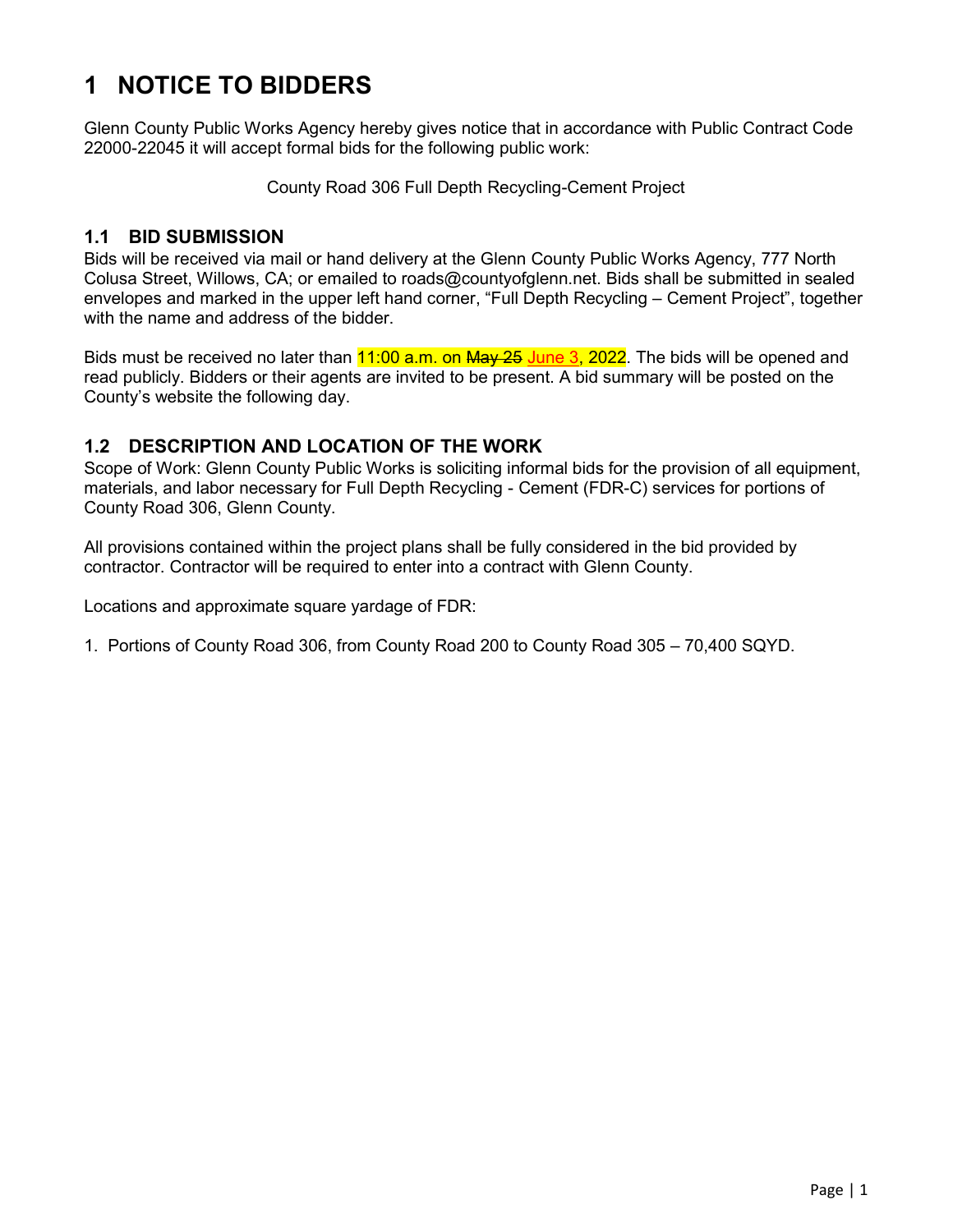# 1 NOTICE TO BIDDERS

Glenn County Public Works Agency hereby gives notice that in accordance with Public Contract Code 22000-22045 it will accept formal bids for the following public work:

County Road 306 Full Depth Recycling-Cement Project

## 1.1 BID SUBMISSION

Bids will be received via mail or hand delivery at the Glenn County Public Works Agency, 777 North Colusa Street, Willows, CA; or emailed to roads@countyofglenn.net. Bids shall be submitted in sealed envelopes and marked in the upper left hand corner, "Full Depth Recycling – Cement Project", together with the name and address of the bidder.

Bids must be received no later than 11:00 a.m. on ~~May 25~~ June 3, 2022. The bids will be opened and read publicly. Bidders or their agents are invited to be present. A bid summary will be posted on the County's website the following day.

## 1.2 DESCRIPTION AND LOCATION OF THE WORK

Scope of Work: Glenn County Public Works is soliciting informal bids for the provision of all equipment, materials, and labor necessary for Full Depth Recycling - Cement (FDR-C) services for portions of County Road 306, Glenn County.

All provisions contained within the project plans shall be fully considered in the bid provided by contractor. Contractor will be required to enter into a contract with Glenn County.

Locations and approximate square yardage of FDR:

1. Portions of County Road 306, from County Road 200 to County Road 305 – 70,400 SQYD.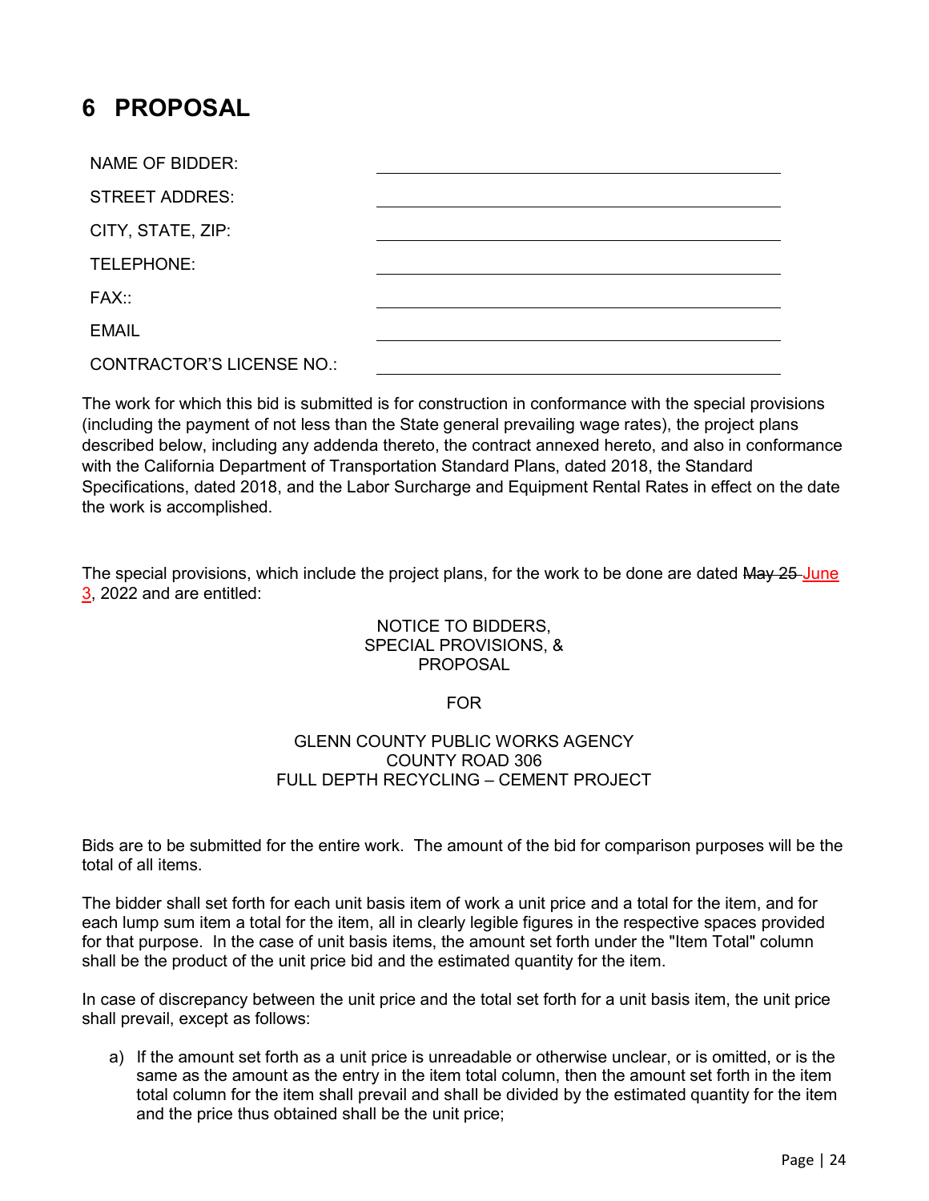# 6 PROPOSAL

| | |
|---|---|
| NAME OF BIDDER: | |
| STREET ADDRES: | |
| CITY, STATE, ZIP: | |
| TELEPHONE: | |
| FAX:: | |
| EMAIL | |
| CONTRACTOR'S LICENSE NO.: | |

The work for which this bid is submitted is for construction in conformance with the special provisions (including the payment of not less than the State general prevailing wage rates), the project plans described below, including any addenda thereto, the contract annexed hereto, and also in conformance with the California Department of Transportation Standard Plans, dated 2018, the Standard Specifications, dated 2018, and the Labor Surcharge and Equipment Rental Rates in effect on the date the work is accomplished.

The special provisions, which include the project plans, for the work to be done are dated ~~May 25~~ June 3, 2022 and are entitled:

NOTICE TO BIDDERS,
SPECIAL PROVISIONS, &
PROPOSAL

FOR

GLENN COUNTY PUBLIC WORKS AGENCY
COUNTY ROAD 306
FULL DEPTH RECYCLING – CEMENT PROJECT

Bids are to be submitted for the entire work. The amount of the bid for comparison purposes will be the total of all items.

The bidder shall set forth for each unit basis item of work a unit price and a total for the item, and for each lump sum item a total for the item, all in clearly legible figures in the respective spaces provided for that purpose. In the case of unit basis items, the amount set forth under the "Item Total" column shall be the product of the unit price bid and the estimated quantity for the item.

In case of discrepancy between the unit price and the total set forth for a unit basis item, the unit price shall prevail, except as follows:

a) If the amount set forth as a unit price is unreadable or otherwise unclear, or is omitted, or is the same as the amount as the entry in the item total column, then the amount set forth in the item total column for the item shall prevail and shall be divided by the estimated quantity for the item and the price thus obtained shall be the unit price;